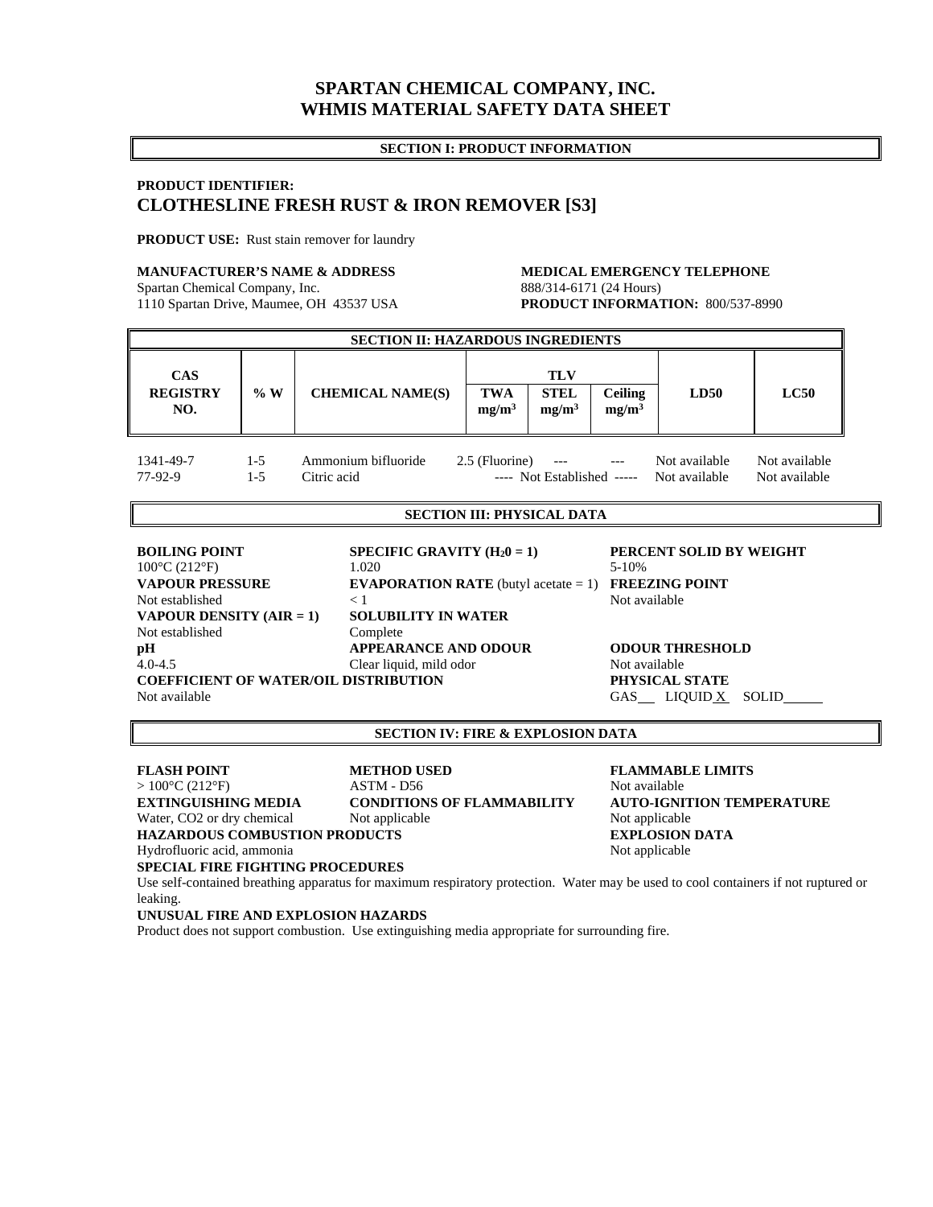# SPARTAN CHEMICAL COMPANY, INC.
# WHMIS MATERIAL SAFETY DATA SHEET

## SECTION I: PRODUCT INFORMATION

**PRODUCT IDENTIFIER:**
**CLOTHESLINE FRESH RUST & IRON REMOVER [S3]**

**PRODUCT USE:** Rust stain remover for laundry

**MANUFACTURER'S NAME & ADDRESS**
Spartan Chemical Company, Inc.
1110 Spartan Drive, Maumee, OH 43537 USA

**MEDICAL EMERGENCY TELEPHONE**
888/314-6171 (24 Hours)
**PRODUCT INFORMATION:** 800/537-8990

## SECTION II: HAZARDOUS INGREDIENTS

| CAS REGISTRY NO. | % W | CHEMICAL NAME(S) | TLV | | | LD50 | LC50 |
|---|---|---|---|---|---|---|---|
| | | | TWA $mg/m^3$ | STEL $mg/m^3$ | Ceiling $mg/m^3$ | | |
| 1341-49-7 | 1-5 | Ammonium bifluoride | 2.5 (Fluorine) | --- | --- | Not available | Not available |
| 77-92-9 | 1-5 | Citric acid | ---- Not Established ----- | | | Not available | Not available |

## SECTION III: PHYSICAL DATA

**BOILING POINT**
100°C (212°F)

**SPECIFIC GRAVITY ($H_2O$ = 1)**
1.020

**PERCENT SOLID BY WEIGHT**
5-10%

**VAPOUR PRESSURE**
Not established

**EVAPORATION RATE** (butyl acetate = 1)
< 1

**FREEZING POINT**
Not available

**VAPOUR DENSITY (AIR = 1)**
Not established

**SOLUBILITY IN WATER**
Complete

**pH**
4.0-4.5

**APPEARANCE AND ODOUR**
Clear liquid, mild odor

**ODOUR THRESHOLD**
Not available

**COEFFICIENT OF WATER/OIL DISTRIBUTION**
Not available

**PHYSICAL STATE**
GAS\_\_ LIQUID X SOLID\_\_\_\_

## SECTION IV: FIRE & EXPLOSION DATA

**FLASH POINT**
> 100°C (212°F)

**METHOD USED**
ASTM - D56

**FLAMMABLE LIMITS**
Not available

**EXTINGUISHING MEDIA**
Water, CO2 or dry chemical

**CONDITIONS OF FLAMMABILITY**
Not applicable

**AUTO-IGNITION TEMPERATURE**
Not applicable

**HAZARDOUS COMBUSTION PRODUCTS**
Hydrofluoric acid, ammonia

**EXPLOSION DATA**
Not applicable

**SPECIAL FIRE FIGHTING PROCEDURES**
Use self-contained breathing apparatus for maximum respiratory protection. Water may be used to cool containers if not ruptured or leaking.

**UNUSUAL FIRE AND EXPLOSION HAZARDS**
Product does not support combustion. Use extinguishing media appropriate for surrounding fire.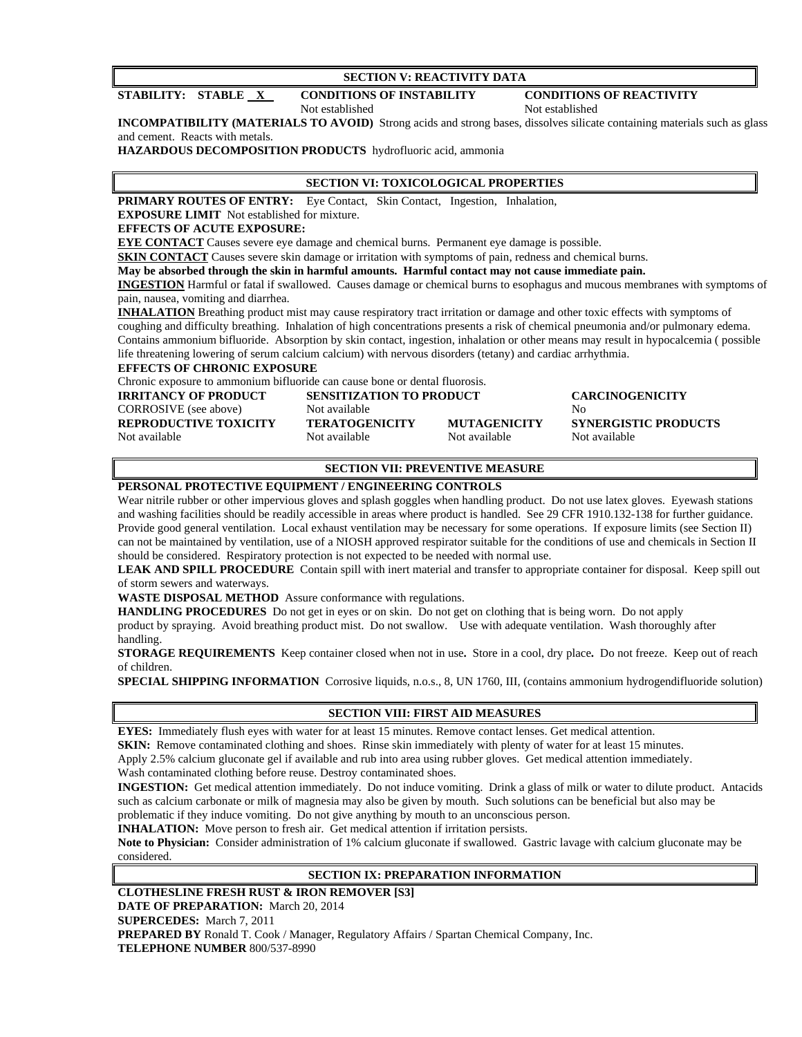## SECTION V: REACTIVITY DATA

| STABILITY: STABLE X | CONDITIONS OF INSTABILITY | CONDITIONS OF REACTIVITY |
|---|---|---|
| | Not established | Not established |

**INCOMPATIBILITY (MATERIALS TO AVOID)** Strong acids and strong bases, dissolves silicate containing materials such as glass and cement. Reacts with metals.

**HAZARDOUS DECOMPOSITION PRODUCTS** hydrofluoric acid, ammonia

## SECTION VI: TOXICOLOGICAL PROPERTIES

**PRIMARY ROUTES OF ENTRY:** Eye Contact, Skin Contact, Ingestion, Inhalation,

**EXPOSURE LIMIT** Not established for mixture.

**EFFECTS OF ACUTE EXPOSURE:**

**EYE CONTACT** Causes severe eye damage and chemical burns. Permanent eye damage is possible.

**SKIN CONTACT** Causes severe skin damage or irritation with symptoms of pain, redness and chemical burns.

**May be absorbed through the skin in harmful amounts. Harmful contact may not cause immediate pain.**

**INGESTION** Harmful or fatal if swallowed. Causes damage or chemical burns to esophagus and mucous membranes with symptoms of pain, nausea, vomiting and diarrhea.

**INHALATION** Breathing product mist may cause respiratory tract irritation or damage and other toxic effects with symptoms of coughing and difficulty breathing. Inhalation of high concentrations presents a risk of chemical pneumonia and/or pulmonary edema. Contains ammonium bifluoride. Absorption by skin contact, ingestion, inhalation or other means may result in hypocalcemia ( possible life threatening lowering of serum calcium) with nervous disorders (tetany) and cardiac arrhythmia.

**EFFECTS OF CHRONIC EXPOSURE**

Chronic exposure to ammonium bifluoride can cause bone or dental fluorosis.

| IRRITANCY OF PRODUCT | SENSITIZATION TO PRODUCT | | CARCINOGENICITY |
|---|---|---|---|
| CORROSIVE (see above) | Not available | | No |
| **REPRODUCTIVE TOXICITY** | **TERATOGENICITY** | **MUTAGENICITY** | **SYNERGISTIC PRODUCTS** |
| Not available | Not available | Not available | Not available |

## SECTION VII: PREVENTIVE MEASURE

**PERSONAL PROTECTIVE EQUIPMENT / ENGINEERING CONTROLS**

Wear nitrile rubber or other impervious gloves and splash goggles when handling product. Do not use latex gloves. Eyewash stations and washing facilities should be readily accessible in areas where product is handled. See 29 CFR 1910.132-138 for further guidance. Provide good general ventilation. Local exhaust ventilation may be necessary for some operations. If exposure limits (see Section II) can not be maintained by ventilation, use of a NIOSH approved respirator suitable for the conditions of use and chemicals in Section II should be considered. Respiratory protection is not expected to be needed with normal use.

**LEAK AND SPILL PROCEDURE** Contain spill with inert material and transfer to appropriate container for disposal. Keep spill out of storm sewers and waterways.

**WASTE DISPOSAL METHOD** Assure conformance with regulations.

**HANDLING PROCEDURES** Do not get in eyes or on skin. Do not get on clothing that is being worn. Do not apply product by spraying. Avoid breathing product mist. Do not swallow. Use with adequate ventilation. Wash thoroughly after handling.

**STORAGE REQUIREMENTS** Keep container closed when not in use**.** Store in a cool, dry place**.** Do not freeze. Keep out of reach of children.

**SPECIAL SHIPPING INFORMATION** Corrosive liquids, n.o.s., 8, UN 1760, III, (contains ammonium hydrogendifluoride solution)

## SECTION VIII: FIRST AID MEASURES

**EYES:** Immediately flush eyes with water for at least 15 minutes. Remove contact lenses. Get medical attention.

**SKIN:** Remove contaminated clothing and shoes. Rinse skin immediately with plenty of water for at least 15 minutes. Apply 2.5% calcium gluconate gel if available and rub into area using rubber gloves. Get medical attention immediately. Wash contaminated clothing before reuse. Destroy contaminated shoes.

**INGESTION:** Get medical attention immediately. Do not induce vomiting. Drink a glass of milk or water to dilute product. Antacids such as calcium carbonate or milk of magnesia may also be given by mouth. Such solutions can be beneficial but also may be problematic if they induce vomiting. Do not give anything by mouth to an unconscious person.

**INHALATION:** Move person to fresh air. Get medical attention if irritation persists.

**Note to Physician:** Consider administration of 1% calcium gluconate if swallowed. Gastric lavage with calcium gluconate may be considered.

## SECTION IX: PREPARATION INFORMATION

**CLOTHESLINE FRESH RUST & IRON REMOVER [S3]**

**DATE OF PREPARATION:** March 20, 2014

**SUPERCEDES:** March 7, 2011

**PREPARED BY** Ronald T. Cook / Manager, Regulatory Affairs / Spartan Chemical Company, Inc.

**TELEPHONE NUMBER** 800/537-8990